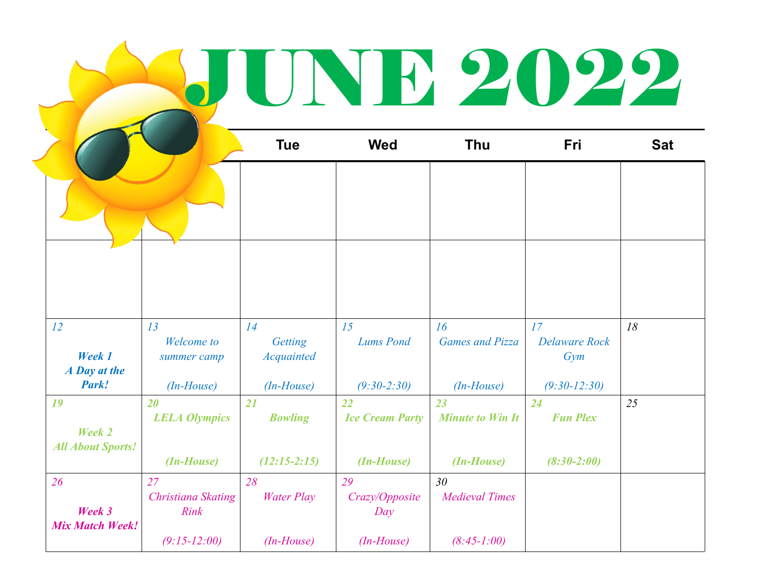# JUNE 2022

| Sun | Mon | Tue | Wed | Thu | Fri | Sat |
|---|---|---|---|---|---|---|
| | | | | | | |
| | | | | | | |
| 12 ***Week 1 A Day at the Park!*** | 13 *Welcome to summer camp (In-House)* | 14 *Getting Acquainted (In-House)* | 15 *Lums Pond (9:30-2:30)* | 16 *Games and Pizza (In-House)* | 17 *Delaware Rock Gym (9:30-12:30)* | 18 |
| 19 ***Week 2 All About Sports!*** | 20 ***LELA Olympics (In-House)*** | 21 ***Bowling (12:15-2:15)*** | 22 ***Ice Cream Party (In-House)*** | 23 ***Minute to Win It (In-House)*** | 24 ***Fun Plex (8:30-2:00)*** | 25 |
| 26 ***Week 3 Mix Match Week!*** | 27 *Christiana Skating Rink (9:15-12:00)* | 28 *Water Play (In-House)* | 29 *Crazy/Opposite Day (In-House)* | 30 *Medieval Times (8:45-1:00)* | | |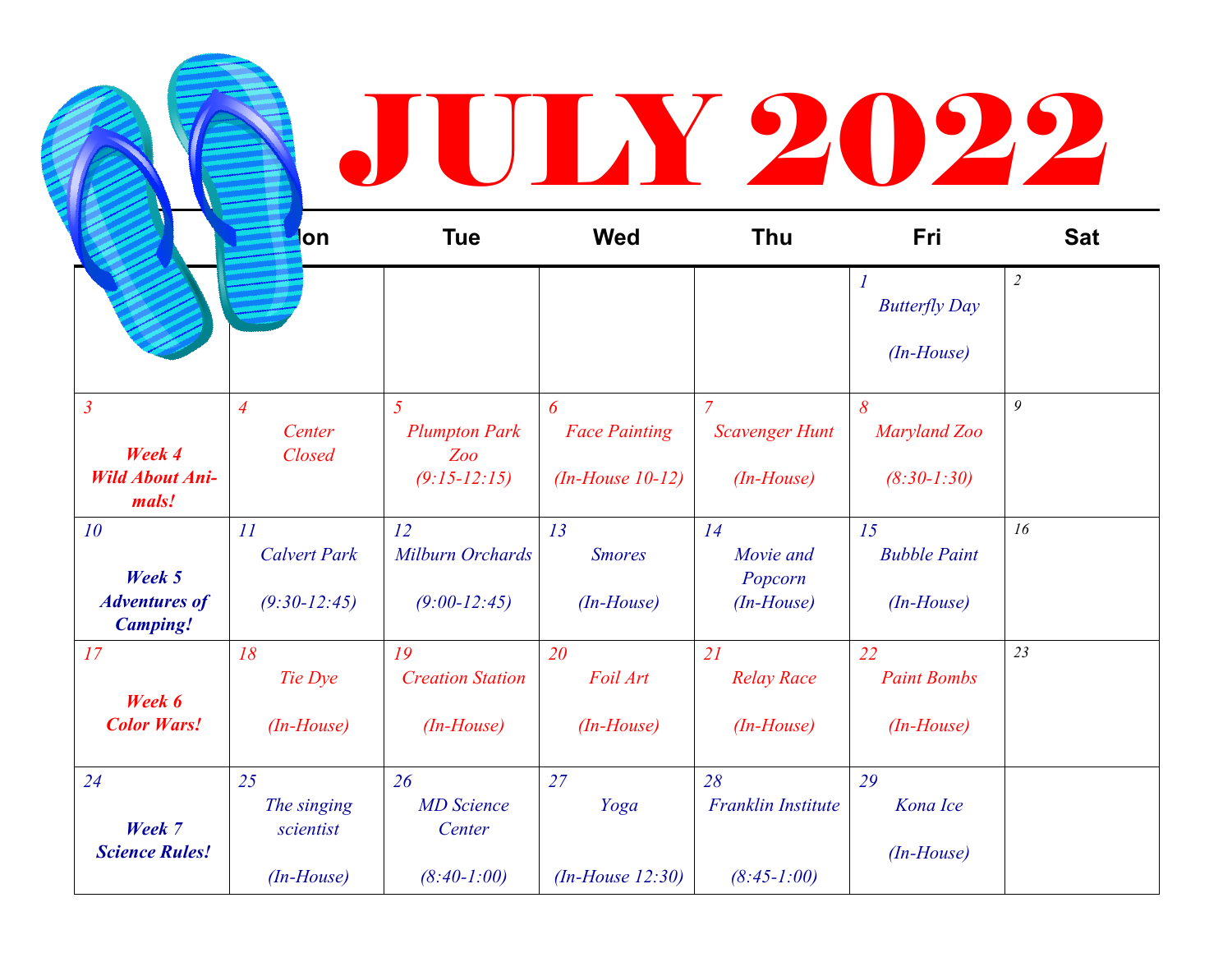# JULY 2022

| Sun | Mon | Tue | Wed | Thu | Fri | Sat |
|---|---|---|---|---|---|---|
| | | | | | 1 *Butterfly Day (In-House)* | 2 |
| 3 ***Week 4 Wild About Animals!*** | 4 *Center Closed* | 5 *Plumpton Park Zoo (9:15-12:15)* | 6 *Face Painting (In-House 10-12)* | 7 *Scavenger Hunt (In-House)* | 8 *Maryland Zoo (8:30-1:30)* | 9 |
| 10 ***Week 5 Adventures of Camping!*** | 11 *Calvert Park (9:30-12:45)* | 12 *Milburn Orchards (9:00-12:45)* | 13 *Smores (In-House)* | 14 *Movie and Popcorn (In-House)* | 15 *Bubble Paint (In-House)* | 16 |
| 17 ***Week 6 Color Wars!*** | 18 *Tie Dye (In-House)* | 19 *Creation Station (In-House)* | 20 *Foil Art (In-House)* | 21 *Relay Race (In-House)* | 22 *Paint Bombs (In-House)* | 23 |
| 24 ***Week 7 Science Rules!*** | 25 *The singing scientist (In-House)* | 26 *MD Science Center (8:40-1:00)* | 27 *Yoga (In-House 12:30)* | 28 *Franklin Institute (8:45-1:00)* | 29 *Kona Ice (In-House)* | |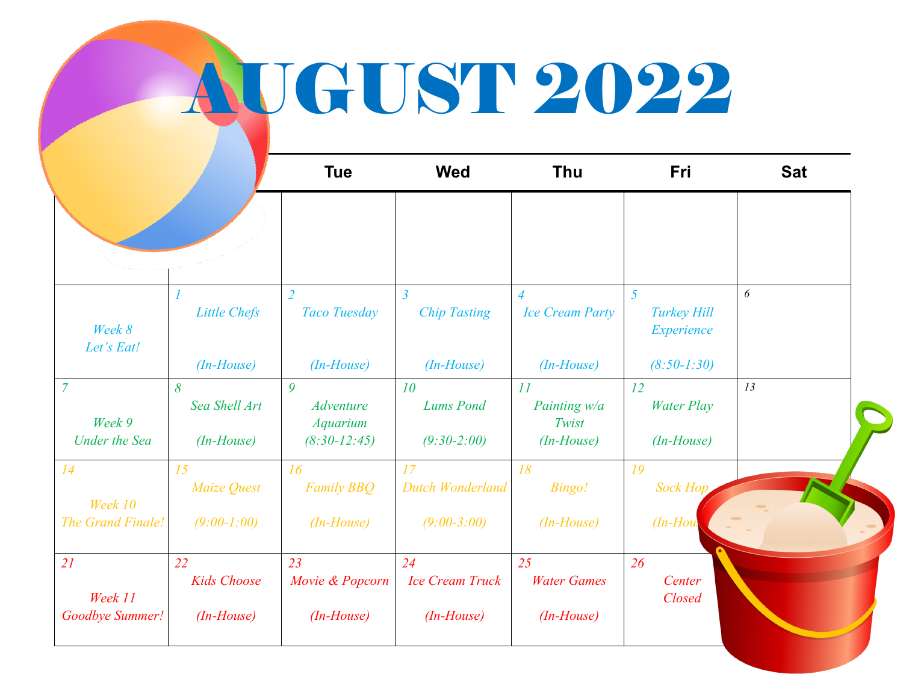# AUGUST 2022

| | Tue | Wed | Thu | Fri | Sat |
|---|---|---|---|---|---|---|
| | | | | | | |
| Week 8 Let's Eat! | 1 Little Chefs (In-House) | 2 Taco Tuesday (In-House) | 3 Chip Tasting (In-House) | 4 Ice Cream Party (In-House) | 5 Turkey Hill Experience (8:50-1:30) | 6 |
| 7 Week 9 Under the Sea | 8 Sea Shell Art (In-House) | 9 Adventure Aquarium (8:30-12:45) | 10 Lums Pond (9:30-2:00) | 11 Painting w/a Twist (In-House) | 12 Water Play (In-House) | 13 |
| 14 Week 10 The Grand Finale! | 15 Maize Quest (9:00-1:00) | 16 Family BBQ (In-House) | 17 Dutch Wonderland (9:00-3:00) | 18 Bingo! (In-House) | 19 Sock Hop (In-Hou | |
| 21 Week 11 Goodbye Summer! | 22 Kids Choose (In-House) | 23 Movie & Popcorn (In-House) | 24 Ice Cream Truck (In-House) | 25 Water Games (In-House) | 26 Center Closed | |